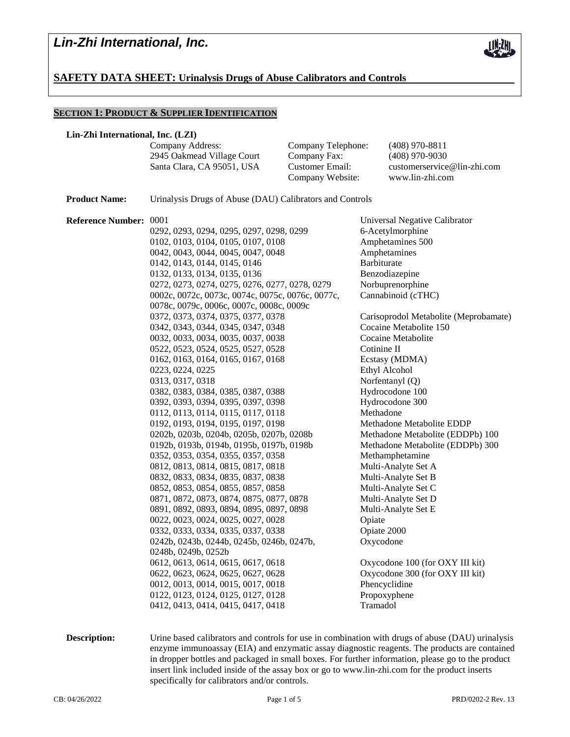# Lin-Zhi International, Inc.

## SAFETY DATA SHEET: Urinalysis Drugs of Abuse Calibrators and Controls

### SECTION 1: PRODUCT & SUPPLIER IDENTIFICATION

**Lin-Zhi International, Inc. (LZI)**

| | | |
|---|---|---|
| Company Address: | Company Telephone: | (408) 970-8811 |
| 2945 Oakmead Village Court | Company Fax: | (408) 970-9030 |
| Santa Clara, CA 95051, USA | Customer Email: | customerservice@lin-zhi.com |
| | Company Website: | www.lin-zhi.com |

**Product Name:** Urinalysis Drugs of Abuse (DAU) Calibrators and Controls

**Reference Number:**

| Reference Number | Product |
|---|---|
| 0001 | Universal Negative Calibrator |
| 0292, 0293, 0294, 0295, 0297, 0298, 0299 | 6-Acetylmorphine |
| 0102, 0103, 0104, 0105, 0107, 0108 | Amphetamines 500 |
| 0042, 0043, 0044, 0045, 0047, 0048 | Amphetamines |
| 0142, 0143, 0144, 0145, 0146 | Barbiturate |
| 0132, 0133, 0134, 0135, 0136 | Benzodiazepine |
| 0272, 0273, 0274, 0275, 0276, 0277, 0278, 0279 | Norbuprenorphine |
| 0002c, 0072c, 0073c, 0074c, 0075c, 0076c, 0077c, 0078c, 0079c, 0006c, 0007c, 0008c, 0009c | Cannabinoid (cTHC) |
| 0372, 0373, 0374, 0375, 0377, 0378 | Carisoprodol Metabolite (Meprobamate) |
| 0342, 0343, 0344, 0345, 0347, 0348 | Cocaine Metabolite 150 |
| 0032, 0033, 0034, 0035, 0037, 0038 | Cocaine Metabolite |
| 0522, 0523, 0524, 0525, 0527, 0528 | Cotinine II |
| 0162, 0163, 0164, 0165, 0167, 0168 | Ecstasy (MDMA) |
| 0223, 0224, 0225 | Ethyl Alcohol |
| 0313, 0317, 0318 | Norfentanyl (Q) |
| 0382, 0383, 0384, 0385, 0387, 0388 | Hydrocodone 100 |
| 0392, 0393, 0394, 0395, 0397, 0398 | Hydrocodone 300 |
| 0112, 0113, 0114, 0115, 0117, 0118 | Methadone |
| 0192, 0193, 0194, 0195, 0197, 0198 | Methadone Metabolite EDDP |
| 0202b, 0203b, 0204b, 0205b, 0207b, 0208b | Methadone Metabolite (EDDPb) 100 |
| 0192b, 0193b, 0194b, 0195b, 0197b, 0198b | Methadone Metabolite (EDDPb) 300 |
| 0352, 0353, 0354, 0355, 0357, 0358 | Methamphetamine |
| 0812, 0813, 0814, 0815, 0817, 0818 | Multi-Analyte Set A |
| 0832, 0833, 0834, 0835, 0837, 0838 | Multi-Analyte Set B |
| 0852, 0853, 0854, 0855, 0857, 0858 | Multi-Analyte Set C |
| 0871, 0872, 0873, 0874, 0875, 0877, 0878 | Multi-Analyte Set D |
| 0891, 0892, 0893, 0894, 0895, 0897, 0898 | Multi-Analyte Set E |
| 0022, 0023, 0024, 0025, 0027, 0028 | Opiate |
| 0332, 0333, 0334, 0335, 0337, 0338 | Opiate 2000 |
| 0242b, 0243b, 0244b, 0245b, 0246b, 0247b, 0248b, 0249b, 0252b | Oxycodone |
| 0612, 0613, 0614, 0615, 0617, 0618 | Oxycodone 100 (for OXY III kit) |
| 0622, 0623, 0624, 0625, 0627, 0628 | Oxycodone 300 (for OXY III kit) |
| 0012, 0013, 0014, 0015, 0017, 0018 | Phencyclidine |
| 0122, 0123, 0124, 0125, 0127, 0128 | Propoxyphene |
| 0412, 0413, 0414, 0415, 0417, 0418 | Tramadol |

**Description:** Urine based calibrators and controls for use in combination with drugs of abuse (DAU) urinalysis enzyme immunoassay (EIA) and enzymatic assay diagnostic reagents. The products are contained in dropper bottles and packaged in small boxes. For further information, please go to the product insert link included inside of the assay box or go to www.lin-zhi.com for the product inserts specifically for calibrators and/or controls.

CB: 04/26/2022 PRD/0202-2 Rev. 13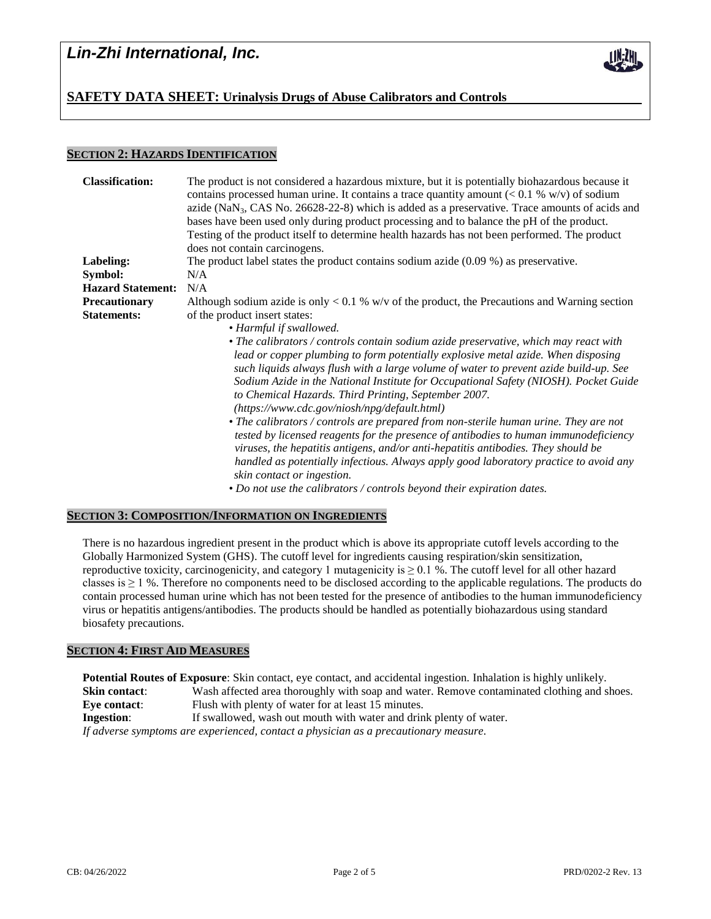## SECTION 2: HAZARDS IDENTIFICATION

**Classification:** The product is not considered a hazardous mixture, but it is potentially biohazardous because it contains processed human urine. It contains a trace quantity amount (< 0.1 % w/v) of sodium azide ($NaN_3$, CAS No. 26628-22-8) which is added as a preservative. Trace amounts of acids and bases have been used only during product processing and to balance the pH of the product. Testing of the product itself to determine health hazards has not been performed. The product does not contain carcinogens.

**Labeling:** The product label states the product contains sodium azide (0.09 %) as preservative.

**Symbol:** N/A

**Hazard Statement:** N/A

**Precautionary Statements:** Although sodium azide is only < 0.1 % w/v of the product, the Precautions and Warning section of the product insert states:

- *Harmful if swallowed.*
- *The calibrators / controls contain sodium azide preservative, which may react with lead or copper plumbing to form potentially explosive metal azide. When disposing such liquids always flush with a large volume of water to prevent azide build-up. See Sodium Azide in the National Institute for Occupational Safety (NIOSH). Pocket Guide to Chemical Hazards. Third Printing, September 2007. (https://www.cdc.gov/niosh/npg/default.html)*
- *The calibrators / controls are prepared from non-sterile human urine. They are not tested by licensed reagents for the presence of antibodies to human immunodeficiency viruses, the hepatitis antigens, and/or anti-hepatitis antibodies. They should be handled as potentially infectious. Always apply good laboratory practice to avoid any skin contact or ingestion.*
- *Do not use the calibrators / controls beyond their expiration dates.*

## SECTION 3: COMPOSITION/INFORMATION ON INGREDIENTS

There is no hazardous ingredient present in the product which is above its appropriate cutoff levels according to the Globally Harmonized System (GHS). The cutoff level for ingredients causing respiration/skin sensitization, reproductive toxicity, carcinogenicity, and category 1 mutagenicity is ≥ 0.1 %. The cutoff level for all other hazard classes is ≥ 1 %. Therefore no components need to be disclosed according to the applicable regulations. The products do contain processed human urine which has not been tested for the presence of antibodies to the human immunodeficiency virus or hepatitis antigens/antibodies. The products should be handled as potentially biohazardous using standard biosafety precautions.

## SECTION 4: FIRST AID MEASURES

**Potential Routes of Exposure**: Skin contact, eye contact, and accidental ingestion. Inhalation is highly unlikely.

**Skin contact**: Wash affected area thoroughly with soap and water. Remove contaminated clothing and shoes.

**Eye contact**: Flush with plenty of water for at least 15 minutes.

**Ingestion**: If swallowed, wash out mouth with water and drink plenty of water.

*If adverse symptoms are experienced, contact a physician as a precautionary measure.*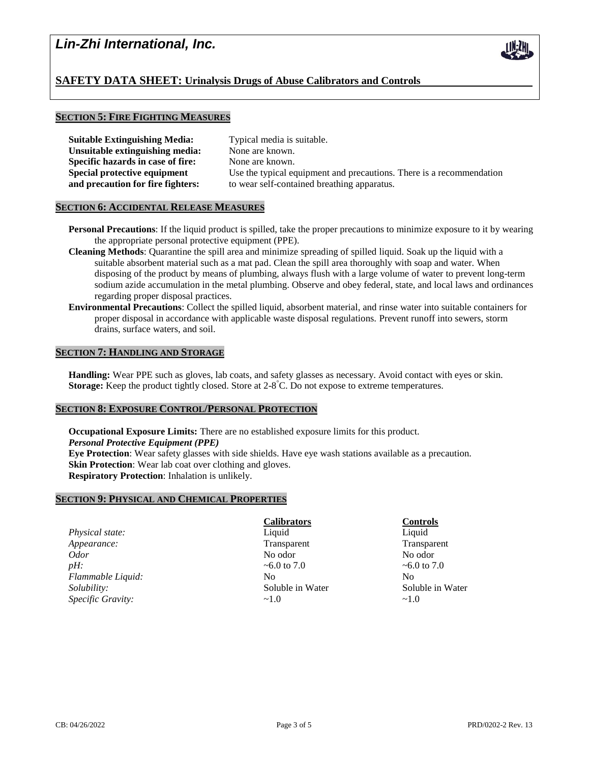## SECTION 5: FIRE FIGHTING MEASURES

| | |
|---|---|
| **Suitable Extinguishing Media:** | Typical media is suitable. |
| **Unsuitable extinguishing media:** | None are known. |
| **Specific hazards in case of fire:** | None are known. |
| **Special protective equipment and precaution for fire fighters:** | Use the typical equipment and precautions. There is a recommendation to wear self-contained breathing apparatus. |

## SECTION 6: ACCIDENTAL RELEASE MEASURES

**Personal Precautions**: If the liquid product is spilled, take the proper precautions to minimize exposure to it by wearing the appropriate personal protective equipment (PPE).

**Cleaning Methods**: Quarantine the spill area and minimize spreading of spilled liquid. Soak up the liquid with a suitable absorbent material such as a mat pad. Clean the spill area thoroughly with soap and water. When disposing of the product by means of plumbing, always flush with a large volume of water to prevent long-term sodium azide accumulation in the metal plumbing. Observe and obey federal, state, and local laws and ordinances regarding proper disposal practices.

**Environmental Precautions**: Collect the spilled liquid, absorbent material, and rinse water into suitable containers for proper disposal in accordance with applicable waste disposal regulations. Prevent runoff into sewers, storm drains, surface waters, and soil.

## SECTION 7: HANDLING AND STORAGE

**Handling:** Wear PPE such as gloves, lab coats, and safety glasses as necessary. Avoid contact with eyes or skin.
**Storage:** Keep the product tightly closed. Store at 2-8°C. Do not expose to extreme temperatures.

## SECTION 8: EXPOSURE CONTROL/PERSONAL PROTECTION

**Occupational Exposure Limits:** There are no established exposure limits for this product.
***Personal Protective Equipment (PPE)***
**Eye Protection**: Wear safety glasses with side shields. Have eye wash stations available as a precaution.
**Skin Protection**: Wear lab coat over clothing and gloves.
**Respiratory Protection**: Inhalation is unlikely.

## SECTION 9: PHYSICAL AND CHEMICAL PROPERTIES

| | Calibrators | Controls |
|---|---|---|
| *Physical state:* | Liquid | Liquid |
| *Appearance:* | Transparent | Transparent |
| *Odor* | No odor | No odor |
| *pH:* | ~6.0 to 7.0 | ~6.0 to 7.0 |
| *Flammable Liquid:* | No | No |
| *Solubility:* | Soluble in Water | Soluble in Water |
| *Specific Gravity:* | ~1.0 | ~1.0 |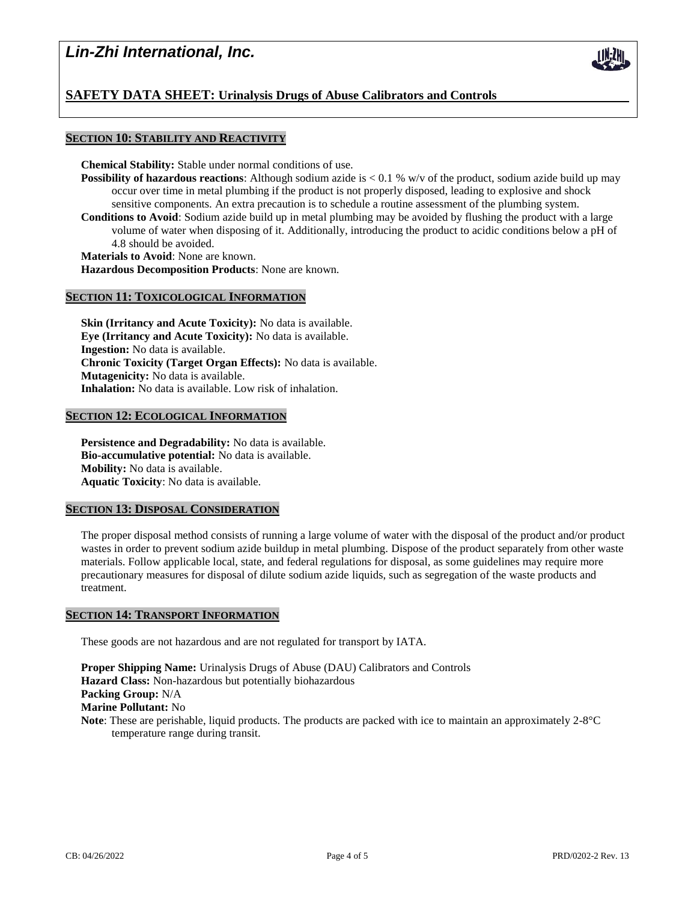## SECTION 10: STABILITY AND REACTIVITY

**Chemical Stability:** Stable under normal conditions of use.

**Possibility of hazardous reactions**: Although sodium azide is < 0.1 % w/v of the product, sodium azide build up may occur over time in metal plumbing if the product is not properly disposed, leading to explosive and shock sensitive components. An extra precaution is to schedule a routine assessment of the plumbing system.

**Conditions to Avoid**: Sodium azide build up in metal plumbing may be avoided by flushing the product with a large volume of water when disposing of it. Additionally, introducing the product to acidic conditions below a pH of 4.8 should be avoided.

**Materials to Avoid**: None are known.

**Hazardous Decomposition Products**: None are known.

## SECTION 11: TOXICOLOGICAL INFORMATION

**Skin (Irritancy and Acute Toxicity):** No data is available.

**Eye (Irritancy and Acute Toxicity):** No data is available.

**Ingestion:** No data is available.

**Chronic Toxicity (Target Organ Effects):** No data is available.

**Mutagenicity:** No data is available.

**Inhalation:** No data is available. Low risk of inhalation.

## SECTION 12: ECOLOGICAL INFORMATION

**Persistence and Degradability:** No data is available.

**Bio-accumulative potential:** No data is available.

**Mobility:** No data is available.

**Aquatic Toxicity**: No data is available.

## SECTION 13: DISPOSAL CONSIDERATION

The proper disposal method consists of running a large volume of water with the disposal of the product and/or product wastes in order to prevent sodium azide buildup in metal plumbing. Dispose of the product separately from other waste materials. Follow applicable local, state, and federal regulations for disposal, as some guidelines may require more precautionary measures for disposal of dilute sodium azide liquids, such as segregation of the waste products and treatment.

## SECTION 14: TRANSPORT INFORMATION

These goods are not hazardous and are not regulated for transport by IATA.

**Proper Shipping Name:** Urinalysis Drugs of Abuse (DAU) Calibrators and Controls

**Hazard Class:** Non-hazardous but potentially biohazardous

**Packing Group:** N/A

**Marine Pollutant:** No

**Note**: These are perishable, liquid products. The products are packed with ice to maintain an approximately 2-8°C temperature range during transit.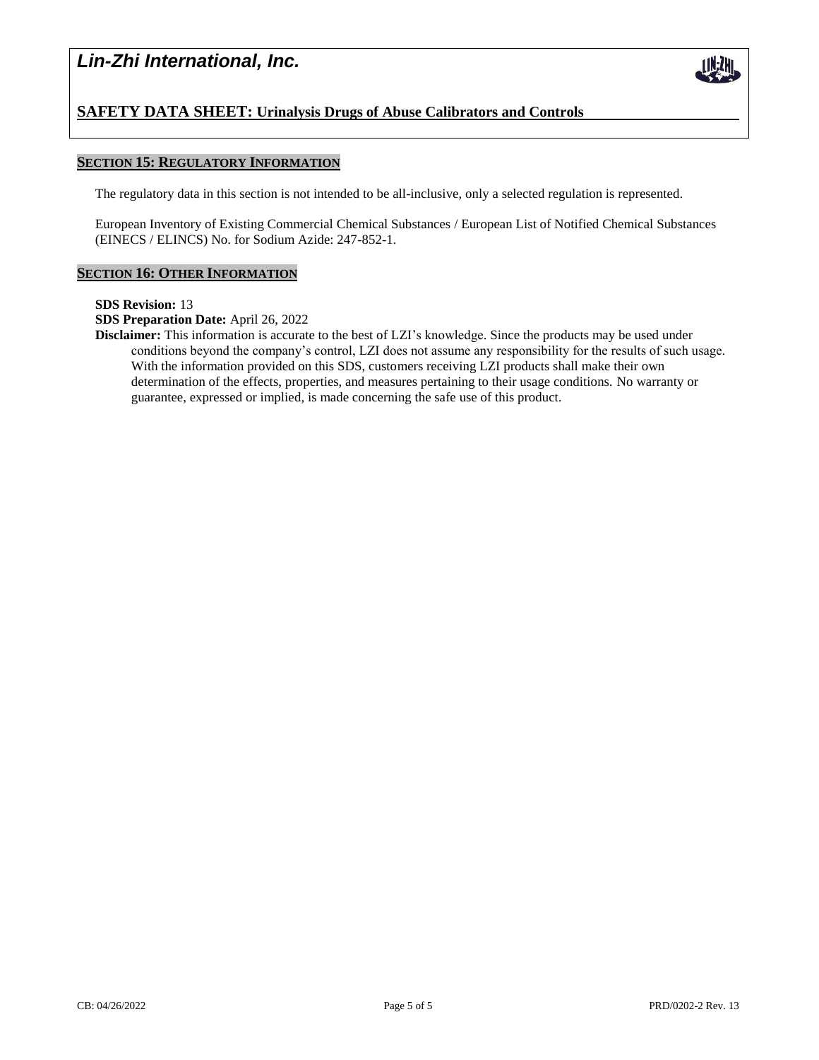## SECTION 15: REGULATORY INFORMATION

The regulatory data in this section is not intended to be all-inclusive, only a selected regulation is represented.

European Inventory of Existing Commercial Chemical Substances / European List of Notified Chemical Substances (EINECS / ELINCS) No. for Sodium Azide: 247-852-1.

## SECTION 16: OTHER INFORMATION

**SDS Revision:** 13

**SDS Preparation Date:** April 26, 2022

**Disclaimer:** This information is accurate to the best of LZI's knowledge. Since the products may be used under conditions beyond the company's control, LZI does not assume any responsibility for the results of such usage. With the information provided on this SDS, customers receiving LZI products shall make their own determination of the effects, properties, and measures pertaining to their usage conditions. No warranty or guarantee, expressed or implied, is made concerning the safe use of this product.